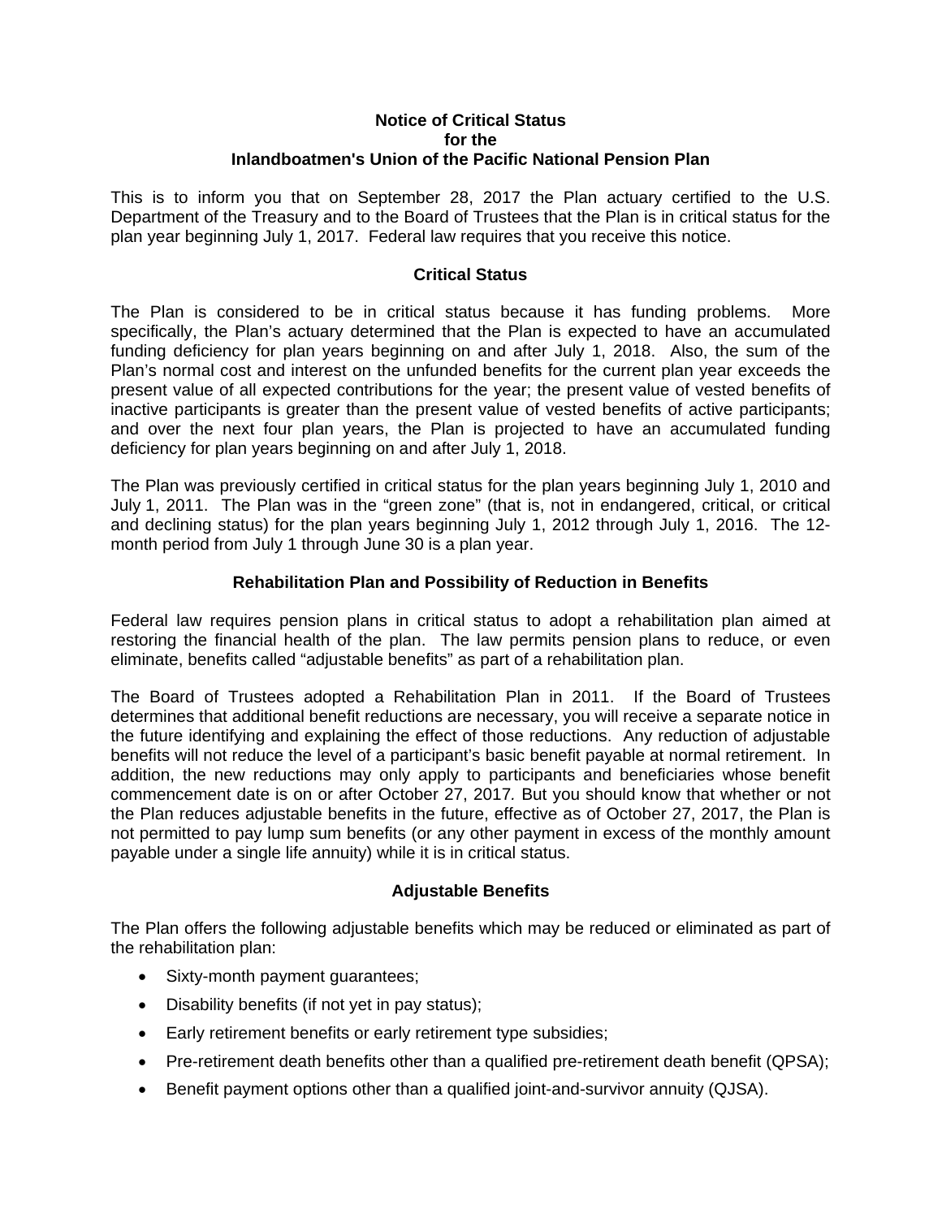# Notice of Critical Status for the Inlandboatmen's Union of the Pacific National Pension Plan

This is to inform you that on September 28, 2017 the Plan actuary certified to the U.S. Department of the Treasury and to the Board of Trustees that the Plan is in critical status for the plan year beginning July 1, 2017. Federal law requires that you receive this notice.

## Critical Status

The Plan is considered to be in critical status because it has funding problems. More specifically, the Plan's actuary determined that the Plan is expected to have an accumulated funding deficiency for plan years beginning on and after July 1, 2018. Also, the sum of the Plan's normal cost and interest on the unfunded benefits for the current plan year exceeds the present value of all expected contributions for the year; the present value of vested benefits of inactive participants is greater than the present value of vested benefits of active participants; and over the next four plan years, the Plan is projected to have an accumulated funding deficiency for plan years beginning on and after July 1, 2018.

The Plan was previously certified in critical status for the plan years beginning July 1, 2010 and July 1, 2011. The Plan was in the "green zone" (that is, not in endangered, critical, or critical and declining status) for the plan years beginning July 1, 2012 through July 1, 2016. The 12-month period from July 1 through June 30 is a plan year.

## Rehabilitation Plan and Possibility of Reduction in Benefits

Federal law requires pension plans in critical status to adopt a rehabilitation plan aimed at restoring the financial health of the plan. The law permits pension plans to reduce, or even eliminate, benefits called "adjustable benefits" as part of a rehabilitation plan.

The Board of Trustees adopted a Rehabilitation Plan in 2011. If the Board of Trustees determines that additional benefit reductions are necessary, you will receive a separate notice in the future identifying and explaining the effect of those reductions. Any reduction of adjustable benefits will not reduce the level of a participant's basic benefit payable at normal retirement. In addition, the new reductions may only apply to participants and beneficiaries whose benefit commencement date is on or after October 27, 2017*.* But you should know that whether or not the Plan reduces adjustable benefits in the future, effective as of October 27, 2017, the Plan is not permitted to pay lump sum benefits (or any other payment in excess of the monthly amount payable under a single life annuity) while it is in critical status.

## Adjustable Benefits

The Plan offers the following adjustable benefits which may be reduced or eliminated as part of the rehabilitation plan:

- Sixty-month payment guarantees;
- Disability benefits (if not yet in pay status);
- Early retirement benefits or early retirement type subsidies;
- Pre-retirement death benefits other than a qualified pre-retirement death benefit (QPSA);
- Benefit payment options other than a qualified joint-and-survivor annuity (QJSA).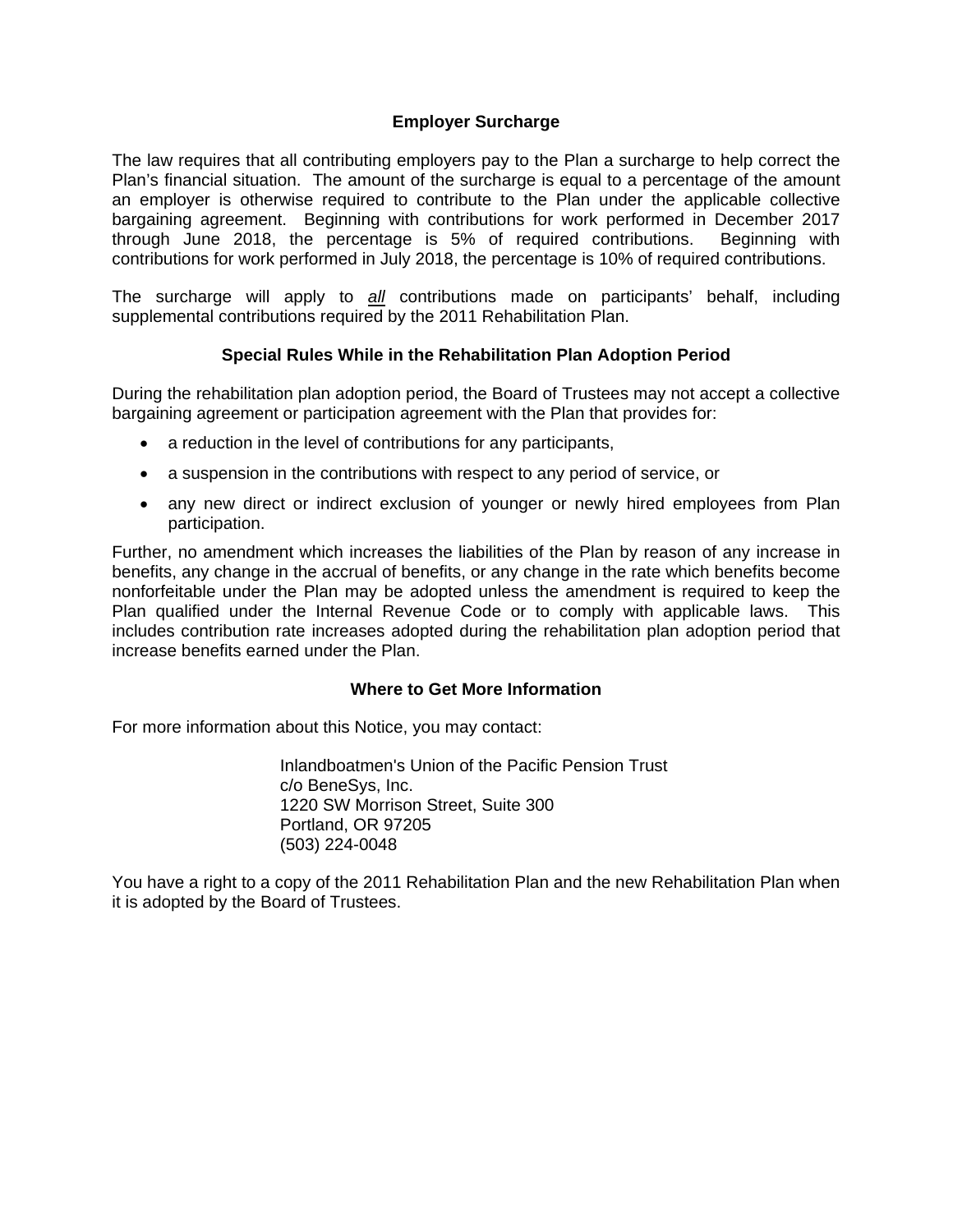## Employer Surcharge

The law requires that all contributing employers pay to the Plan a surcharge to help correct the Plan's financial situation. The amount of the surcharge is equal to a percentage of the amount an employer is otherwise required to contribute to the Plan under the applicable collective bargaining agreement. Beginning with contributions for work performed in December 2017 through June 2018, the percentage is 5% of required contributions. Beginning with contributions for work performed in July 2018, the percentage is 10% of required contributions.

The surcharge will apply to ***all*** contributions made on participants' behalf, including supplemental contributions required by the 2011 Rehabilitation Plan.

## Special Rules While in the Rehabilitation Plan Adoption Period

During the rehabilitation plan adoption period, the Board of Trustees may not accept a collective bargaining agreement or participation agreement with the Plan that provides for:

- a reduction in the level of contributions for any participants,
- a suspension in the contributions with respect to any period of service, or
- any new direct or indirect exclusion of younger or newly hired employees from Plan participation.

Further, no amendment which increases the liabilities of the Plan by reason of any increase in benefits, any change in the accrual of benefits, or any change in the rate which benefits become nonforfeitable under the Plan may be adopted unless the amendment is required to keep the Plan qualified under the Internal Revenue Code or to comply with applicable laws. This includes contribution rate increases adopted during the rehabilitation plan adoption period that increase benefits earned under the Plan.

## Where to Get More Information

For more information about this Notice, you may contact:

Inlandboatmen's Union of the Pacific Pension Trust
c/o BeneSys, Inc.
1220 SW Morrison Street, Suite 300
Portland, OR 97205
(503) 224-0048

You have a right to a copy of the 2011 Rehabilitation Plan and the new Rehabilitation Plan when it is adopted by the Board of Trustees.